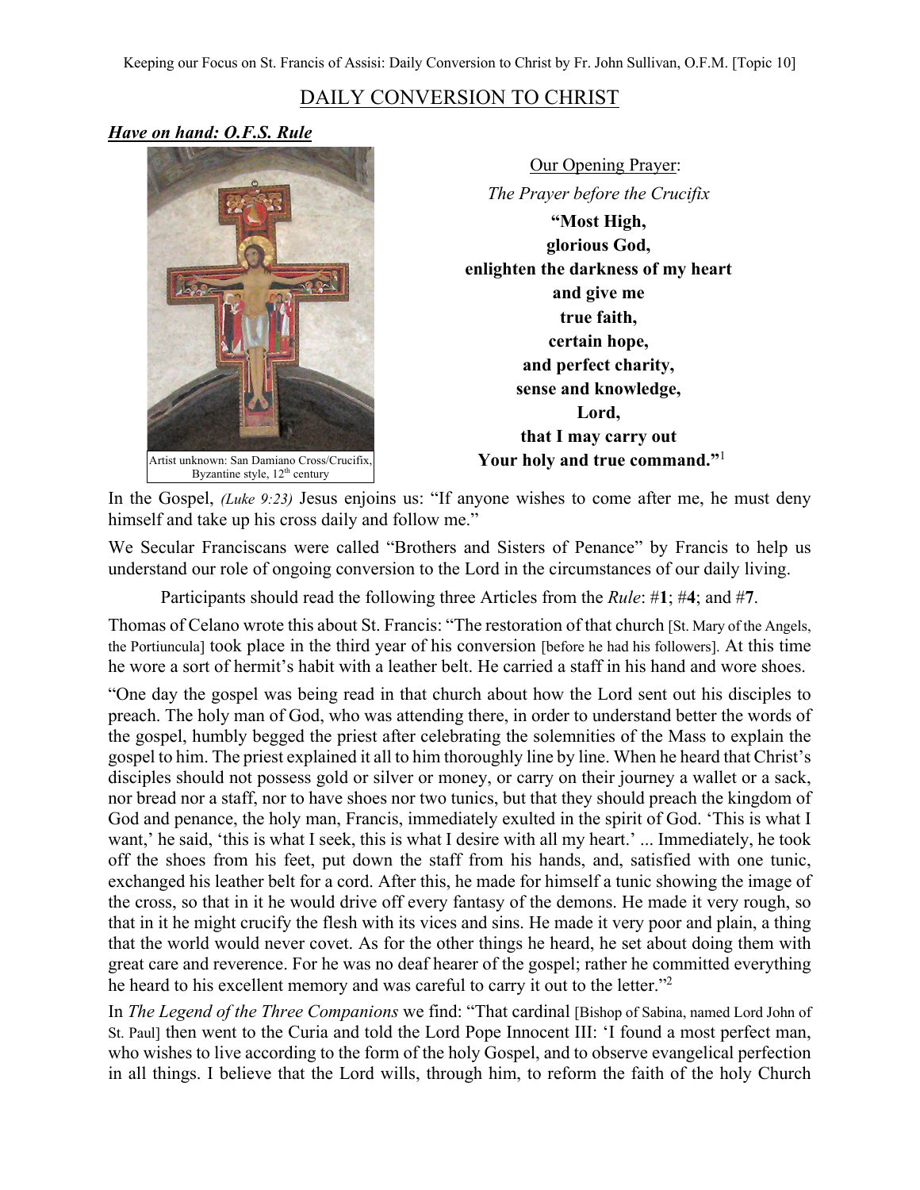# DAILY CONVERSION TO CHRIST

***Have on hand: O.F.S. Rule***

Artist unknown: San Damiano Cross/Crucifix, Byzantine style, 12th century

Our Opening Prayer:

*The Prayer before the Crucifix*

**"Most High,
glorious God,
enlighten the darkness of my heart
and give me
true faith,
certain hope,
and perfect charity,
sense and knowledge,
Lord,
that I may carry out
Your holy and true command."**[1]

In the Gospel, *(Luke 9:23)* Jesus enjoins us: "If anyone wishes to come after me, he must deny himself and take up his cross daily and follow me."

We Secular Franciscans were called "Brothers and Sisters of Penance" by Francis to help us understand our role of ongoing conversion to the Lord in the circumstances of our daily living.

Participants should read the following three Articles from the *Rule*: #**1**; #**4**; and #**7**.

Thomas of Celano wrote this about St. Francis: "The restoration of that church [St. Mary of the Angels, the Portiuncula] took place in the third year of his conversion [before he had his followers]. At this time he wore a sort of hermit's habit with a leather belt. He carried a staff in his hand and wore shoes.

"One day the gospel was being read in that church about how the Lord sent out his disciples to preach. The holy man of God, who was attending there, in order to understand better the words of the gospel, humbly begged the priest after celebrating the solemnities of the Mass to explain the gospel to him. The priest explained it all to him thoroughly line by line. When he heard that Christ's disciples should not possess gold or silver or money, or carry on their journey a wallet or a sack, nor bread nor a staff, nor to have shoes nor two tunics, but that they should preach the kingdom of God and penance, the holy man, Francis, immediately exulted in the spirit of God. 'This is what I want,' he said, 'this is what I seek, this is what I desire with all my heart.' ... Immediately, he took off the shoes from his feet, put down the staff from his hands, and, satisfied with one tunic, exchanged his leather belt for a cord. After this, he made for himself a tunic showing the image of the cross, so that in it he would drive off every fantasy of the demons. He made it very rough, so that in it he might crucify the flesh with its vices and sins. He made it very poor and plain, a thing that the world would never covet. As for the other things he heard, he set about doing them with great care and reverence. For he was no deaf hearer of the gospel; rather he committed everything he heard to his excellent memory and was careful to carry it out to the letter."[2]

In *The Legend of the Three Companions* we find: "That cardinal [Bishop of Sabina, named Lord John of St. Paul] then went to the Curia and told the Lord Pope Innocent III: 'I found a most perfect man, who wishes to live according to the form of the holy Gospel, and to observe evangelical perfection in all things. I believe that the Lord wills, through him, to reform the faith of the holy Church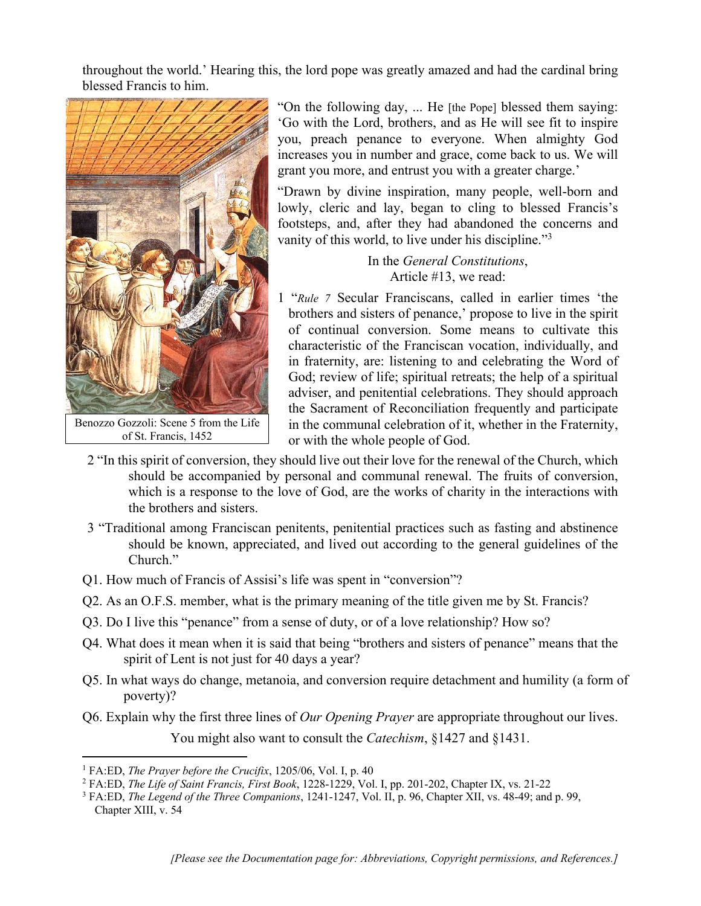throughout the world.' Hearing this, the lord pope was greatly amazed and had the cardinal bring blessed Francis to him.

Benozzo Gozzoli: Scene 5 from the Life of St. Francis, 1452

"On the following day, ... He [the Pope] blessed them saying: 'Go with the Lord, brothers, and as He will see fit to inspire you, preach penance to everyone. When almighty God increases you in number and grace, come back to us. We will grant you more, and entrust you with a greater charge.'

"Drawn by divine inspiration, many people, well-born and lowly, cleric and lay, began to cling to blessed Francis's footsteps, and, after they had abandoned the concerns and vanity of this world, to live under his discipline."[3]

In the *General Constitutions*,
Article #13, we read:

1 "*Rule 7* Secular Franciscans, called in earlier times 'the brothers and sisters of penance,' propose to live in the spirit of continual conversion. Some means to cultivate this characteristic of the Franciscan vocation, individually, and in fraternity, are: listening to and celebrating the Word of God; review of life; spiritual retreats; the help of a spiritual adviser, and penitential celebrations. They should approach the Sacrament of Reconciliation frequently and participate in the communal celebration of it, whether in the Fraternity, or with the whole people of God.

2 "In this spirit of conversion, they should live out their love for the renewal of the Church, which should be accompanied by personal and communal renewal. The fruits of conversion, which is a response to the love of God, are the works of charity in the interactions with the brothers and sisters.

3 "Traditional among Franciscan penitents, penitential practices such as fasting and abstinence should be known, appreciated, and lived out according to the general guidelines of the Church."

Q1. How much of Francis of Assisi's life was spent in "conversion"?

Q2. As an O.F.S. member, what is the primary meaning of the title given me by St. Francis?

Q3. Do I live this "penance" from a sense of duty, or of a love relationship? How so?

Q4. What does it mean when it is said that being "brothers and sisters of penance" means that the spirit of Lent is not just for 40 days a year?

Q5. In what ways do change, metanoia, and conversion require detachment and humility (a form of poverty)?

Q6. Explain why the first three lines of *Our Opening Prayer* are appropriate throughout our lives.

You might also want to consult the *Catechism*, §1427 and §1431.

---

[1] FA:ED, *The Prayer before the Crucifix*, 1205/06, Vol. I, p. 40

[2] FA:ED, *The Life of Saint Francis, First Book*, 1228-1229, Vol. I, pp. 201-202, Chapter IX, vs. 21-22

[3] FA:ED, *The Legend of the Three Companions*, 1241-1247, Vol. II, p. 96, Chapter XII, vs. 48-49; and p. 99, Chapter XIII, v. 54

*[Please see the Documentation page for: Abbreviations, Copyright permissions, and References.]*